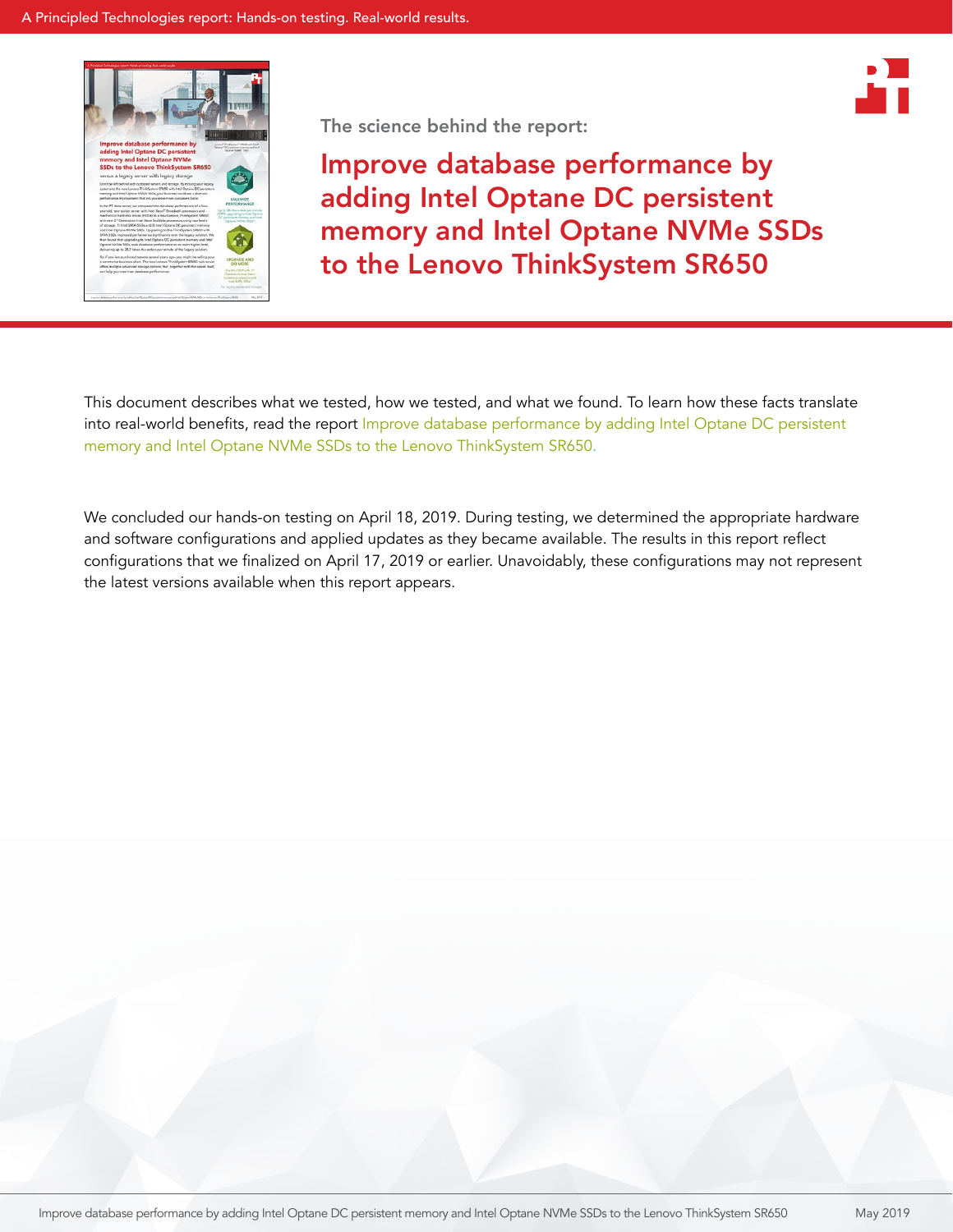The science behind the report:

# Improve database performance by adding Intel Optane DC persistent memory and Intel Optane NVMe SSDs to the Lenovo ThinkSystem SR650

This document describes what we tested, how we tested, and what we found. To learn how these facts translate into real-world benefits, read the report Improve database performance by adding Intel Optane DC persistent memory and Intel Optane NVMe SSDs to the Lenovo ThinkSystem SR650.

We concluded our hands-on testing on April 18, 2019. During testing, we determined the appropriate hardware and software configurations and applied updates as they became available. The results in this report reflect configurations that we finalized on April 17, 2019 or earlier. Unavoidably, these configurations may not represent the latest versions available when this report appears.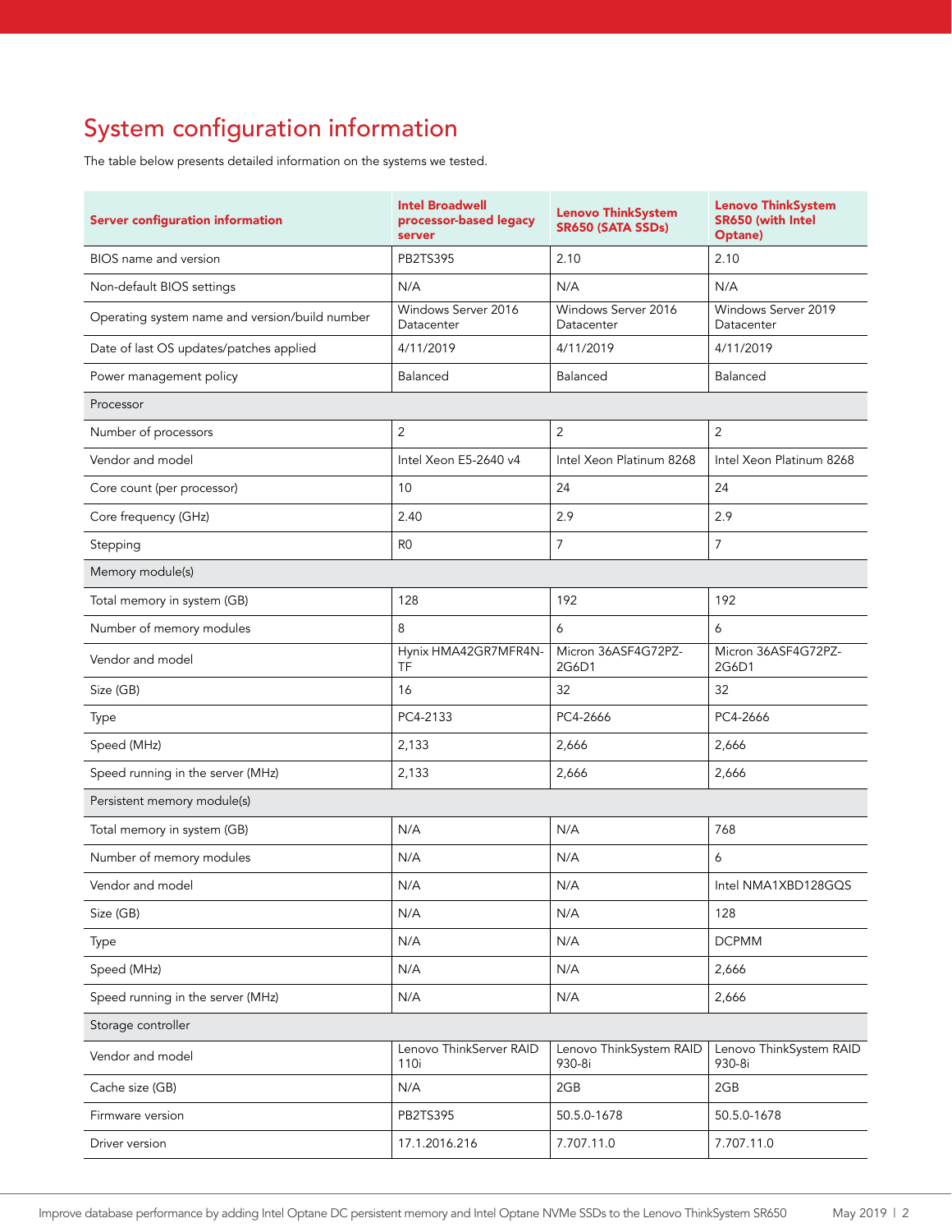# System configuration information

The table below presents detailed information on the systems we tested.

| Server configuration information | Intel Broadwell processor-based legacy server | Lenovo ThinkSystem SR650 (SATA SSDs) | Lenovo ThinkSystem SR650 (with Intel Optane) |
|---|---|---|---|
| BIOS name and version | PB2TS395 | 2.10 | 2.10 |
| Non-default BIOS settings | N/A | N/A | N/A |
| Operating system name and version/build number | Windows Server 2016 Datacenter | Windows Server 2016 Datacenter | Windows Server 2019 Datacenter |
| Date of last OS updates/patches applied | 4/11/2019 | 4/11/2019 | 4/11/2019 |
| Power management policy | Balanced | Balanced | Balanced |
| Processor | | | |
| Number of processors | 2 | 2 | 2 |
| Vendor and model | Intel Xeon E5-2640 v4 | Intel Xeon Platinum 8268 | Intel Xeon Platinum 8268 |
| Core count (per processor) | 10 | 24 | 24 |
| Core frequency (GHz) | 2.40 | 2.9 | 2.9 |
| Stepping | R0 | 7 | 7 |
| Memory module(s) | | | |
| Total memory in system (GB) | 128 | 192 | 192 |
| Number of memory modules | 8 | 6 | 6 |
| Vendor and model | Hynix HMA42GR7MFR4N-TF | Micron 36ASF4G72PZ-2G6D1 | Micron 36ASF4G72PZ-2G6D1 |
| Size (GB) | 16 | 32 | 32 |
| Type | PC4-2133 | PC4-2666 | PC4-2666 |
| Speed (MHz) | 2,133 | 2,666 | 2,666 |
| Speed running in the server (MHz) | 2,133 | 2,666 | 2,666 |
| Persistent memory module(s) | | | |
| Total memory in system (GB) | N/A | N/A | 768 |
| Number of memory modules | N/A | N/A | 6 |
| Vendor and model | N/A | N/A | Intel NMA1XBD128GQS |
| Size (GB) | N/A | N/A | 128 |
| Type | N/A | N/A | DCPMM |
| Speed (MHz) | N/A | N/A | 2,666 |
| Speed running in the server (MHz) | N/A | N/A | 2,666 |
| Storage controller | | | |
| Vendor and model | Lenovo ThinkServer RAID 110i | Lenovo ThinkSystem RAID 930-8i | Lenovo ThinkSystem RAID 930-8i |
| Cache size (GB) | N/A | 2GB | 2GB |
| Firmware version | PB2TS395 | 50.5.0-1678 | 50.5.0-1678 |
| Driver version | 17.1.2016.216 | 7.707.11.0 | 7.707.11.0 |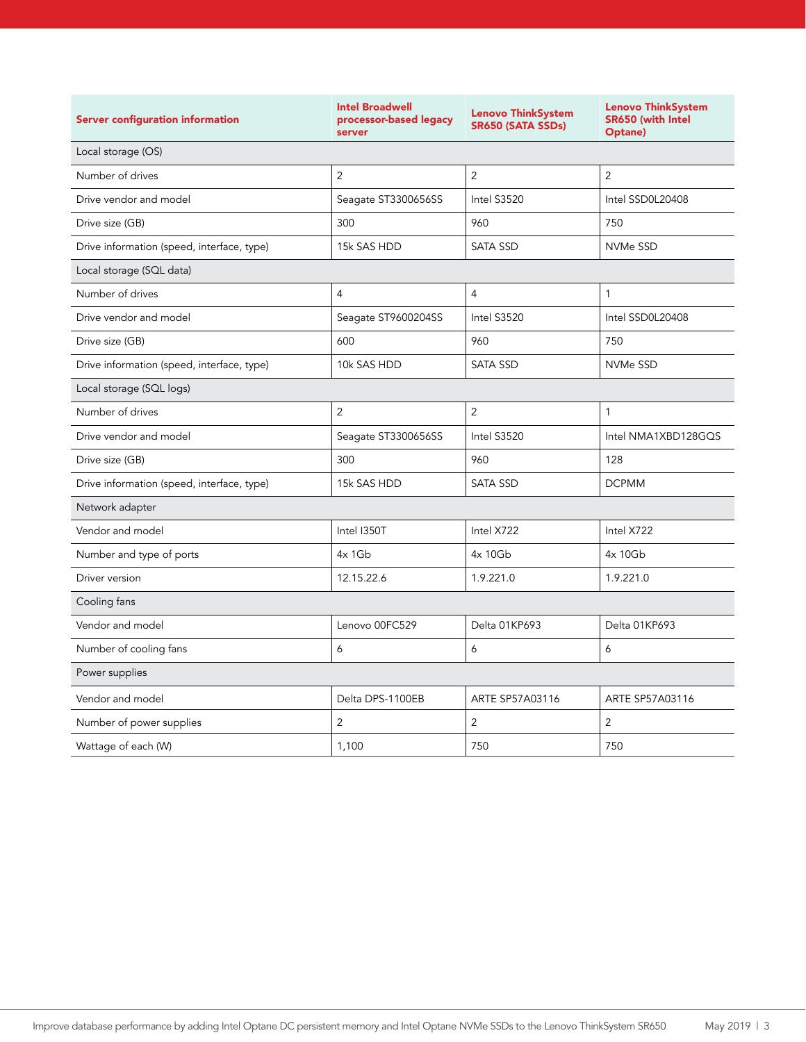| Server configuration information | Intel Broadwell processor-based legacy server | Lenovo ThinkSystem SR650 (SATA SSDs) | Lenovo ThinkSystem SR650 (with Intel Optane) |
|---|---|---|---|
| Local storage (OS) | | | |
| Number of drives | 2 | 2 | 2 |
| Drive vendor and model | Seagate ST3300656SS | Intel S3520 | Intel SSD0L20408 |
| Drive size (GB) | 300 | 960 | 750 |
| Drive information (speed, interface, type) | 15k SAS HDD | SATA SSD | NVMe SSD |
| Local storage (SQL data) | | | |
| Number of drives | 4 | 4 | 1 |
| Drive vendor and model | Seagate ST9600204SS | Intel S3520 | Intel SSD0L20408 |
| Drive size (GB) | 600 | 960 | 750 |
| Drive information (speed, interface, type) | 10k SAS HDD | SATA SSD | NVMe SSD |
| Local storage (SQL logs) | | | |
| Number of drives | 2 | 2 | 1 |
| Drive vendor and model | Seagate ST3300656SS | Intel S3520 | Intel NMA1XBD128GQS |
| Drive size (GB) | 300 | 960 | 128 |
| Drive information (speed, interface, type) | 15k SAS HDD | SATA SSD | DCPMM |
| Network adapter | | | |
| Vendor and model | Intel I350T | Intel X722 | Intel X722 |
| Number and type of ports | 4x 1Gb | 4x 10Gb | 4x 10Gb |
| Driver version | 12.15.22.6 | 1.9.221.0 | 1.9.221.0 |
| Cooling fans | | | |
| Vendor and model | Lenovo 00FC529 | Delta 01KP693 | Delta 01KP693 |
| Number of cooling fans | 6 | 6 | 6 |
| Power supplies | | | |
| Vendor and model | Delta DPS-1100EB | ARTE SP57A03116 | ARTE SP57A03116 |
| Number of power supplies | 2 | 2 | 2 |
| Wattage of each (W) | 1,100 | 750 | 750 |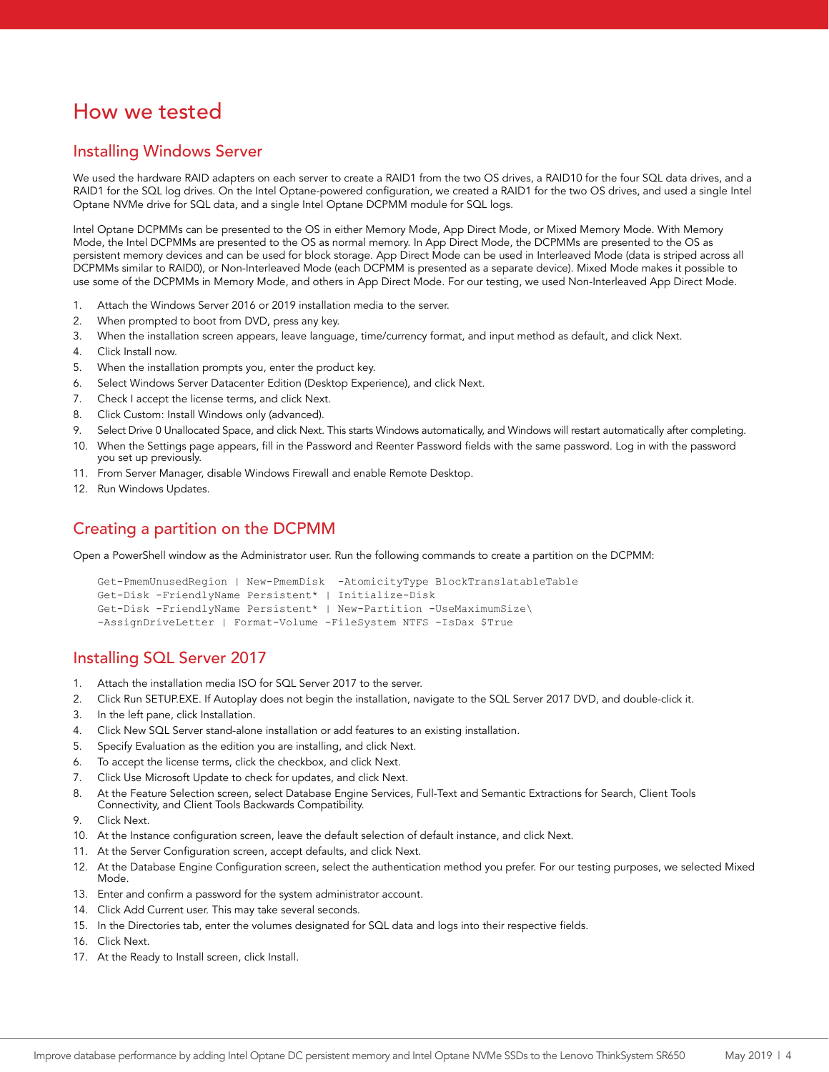# How we tested

## Installing Windows Server

We used the hardware RAID adapters on each server to create a RAID1 from the two OS drives, a RAID10 for the four SQL data drives, and a RAID1 for the SQL log drives. On the Intel Optane-powered configuration, we created a RAID1 for the two OS drives, and used a single Intel Optane NVMe drive for SQL data, and a single Intel Optane DCPMM module for SQL logs.

Intel Optane DCPMMs can be presented to the OS in either Memory Mode, App Direct Mode, or Mixed Memory Mode. With Memory Mode, the Intel DCPMMs are presented to the OS as normal memory. In App Direct Mode, the DCPMMs are presented to the OS as persistent memory devices and can be used for block storage. App Direct Mode can be used in Interleaved Mode (data is striped across all DCPMMs similar to RAID0), or Non-Interleaved Mode (each DCPMM is presented as a separate device). Mixed Mode makes it possible to use some of the DCPMMs in Memory Mode, and others in App Direct Mode. For our testing, we used Non-Interleaved App Direct Mode.

1. Attach the Windows Server 2016 or 2019 installation media to the server.
2. When prompted to boot from DVD, press any key.
3. When the installation screen appears, leave language, time/currency format, and input method as default, and click Next.
4. Click Install now.
5. When the installation prompts you, enter the product key.
6. Select Windows Server Datacenter Edition (Desktop Experience), and click Next.
7. Check I accept the license terms, and click Next.
8. Click Custom: Install Windows only (advanced).
9. Select Drive 0 Unallocated Space, and click Next. This starts Windows automatically, and Windows will restart automatically after completing.
10. When the Settings page appears, fill in the Password and Reenter Password fields with the same password. Log in with the password you set up previously.
11. From Server Manager, disable Windows Firewall and enable Remote Desktop.
12. Run Windows Updates.

## Creating a partition on the DCPMM

Open a PowerShell window as the Administrator user. Run the following commands to create a partition on the DCPMM:

```
Get-PmemUnusedRegion | New-PmemDisk  -AtomicityType BlockTranslatableTable
Get-Disk -FriendlyName Persistent* | Initialize-Disk
Get-Disk -FriendlyName Persistent* | New-Partition -UseMaximumSize\
-AssignDriveLetter | Format-Volume -FileSystem NTFS -IsDax $True
```

## Installing SQL Server 2017

1. Attach the installation media ISO for SQL Server 2017 to the server.
2. Click Run SETUP.EXE. If Autoplay does not begin the installation, navigate to the SQL Server 2017 DVD, and double-click it.
3. In the left pane, click Installation.
4. Click New SQL Server stand-alone installation or add features to an existing installation.
5. Specify Evaluation as the edition you are installing, and click Next.
6. To accept the license terms, click the checkbox, and click Next.
7. Click Use Microsoft Update to check for updates, and click Next.
8. At the Feature Selection screen, select Database Engine Services, Full-Text and Semantic Extractions for Search, Client Tools Connectivity, and Client Tools Backwards Compatibility.
9. Click Next.
10. At the Instance configuration screen, leave the default selection of default instance, and click Next.
11. At the Server Configuration screen, accept defaults, and click Next.
12. At the Database Engine Configuration screen, select the authentication method you prefer. For our testing purposes, we selected Mixed Mode.
13. Enter and confirm a password for the system administrator account.
14. Click Add Current user. This may take several seconds.
15. In the Directories tab, enter the volumes designated for SQL data and logs into their respective fields.
16. Click Next.
17. At the Ready to Install screen, click Install.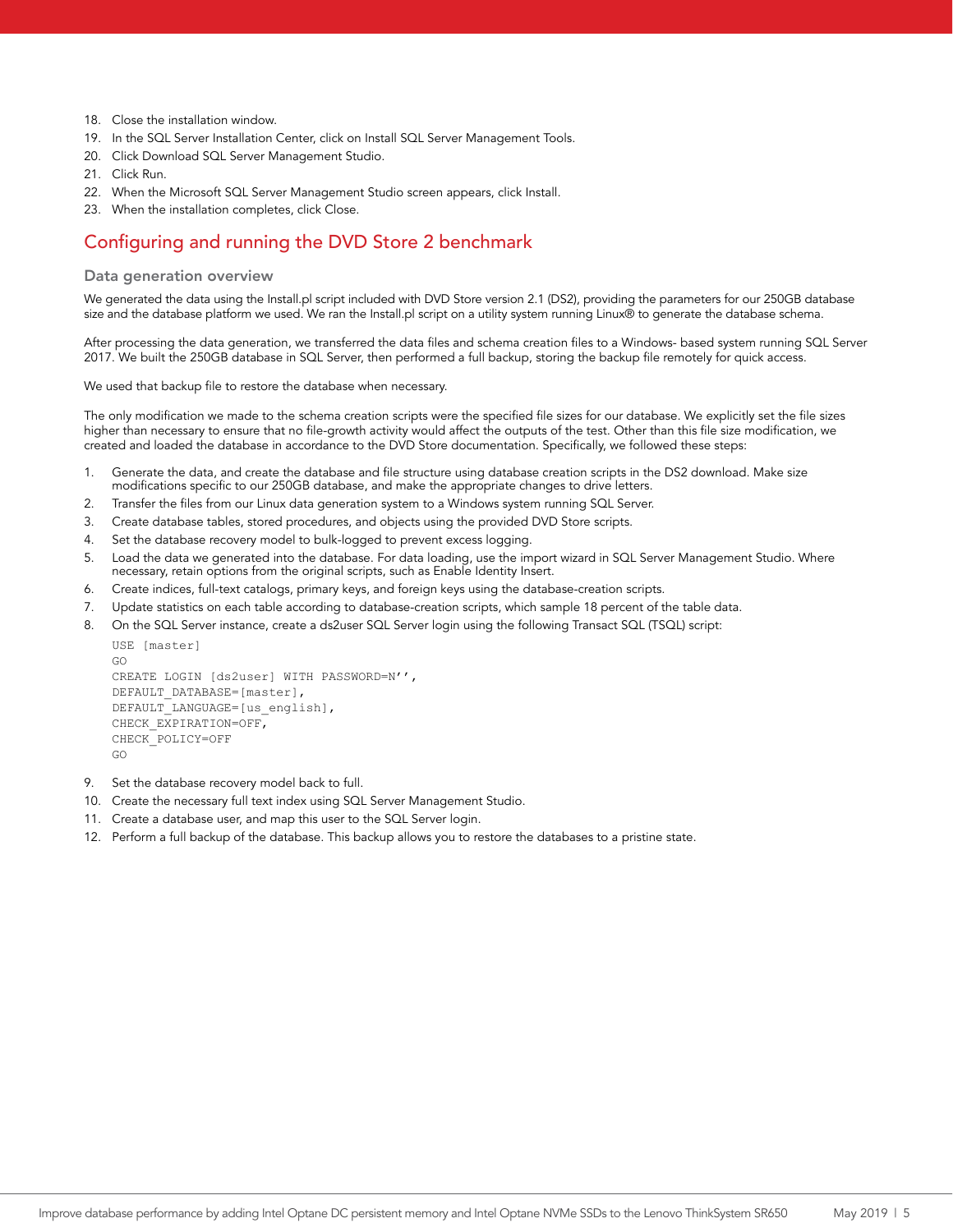18. Close the installation window.
19. In the SQL Server Installation Center, click on Install SQL Server Management Tools.
20. Click Download SQL Server Management Studio.
21. Click Run.
22. When the Microsoft SQL Server Management Studio screen appears, click Install.
23. When the installation completes, click Close.

## Configuring and running the DVD Store 2 benchmark

### Data generation overview

We generated the data using the Install.pl script included with DVD Store version 2.1 (DS2), providing the parameters for our 250GB database size and the database platform we used. We ran the Install.pl script on a utility system running Linux® to generate the database schema.

After processing the data generation, we transferred the data files and schema creation files to a Windows- based system running SQL Server 2017. We built the 250GB database in SQL Server, then performed a full backup, storing the backup file remotely for quick access.

We used that backup file to restore the database when necessary.

The only modification we made to the schema creation scripts were the specified file sizes for our database. We explicitly set the file sizes higher than necessary to ensure that no file-growth activity would affect the outputs of the test. Other than this file size modification, we created and loaded the database in accordance to the DVD Store documentation. Specifically, we followed these steps:

1. Generate the data, and create the database and file structure using database creation scripts in the DS2 download. Make size modifications specific to our 250GB database, and make the appropriate changes to drive letters.
2. Transfer the files from our Linux data generation system to a Windows system running SQL Server.
3. Create database tables, stored procedures, and objects using the provided DVD Store scripts.
4. Set the database recovery model to bulk-logged to prevent excess logging.
5. Load the data we generated into the database. For data loading, use the import wizard in SQL Server Management Studio. Where necessary, retain options from the original scripts, such as Enable Identity Insert.
6. Create indices, full-text catalogs, primary keys, and foreign keys using the database-creation scripts.
7. Update statistics on each table according to database-creation scripts, which sample 18 percent of the table data.
8. On the SQL Server instance, create a ds2user SQL Server login using the following Transact SQL (TSQL) script:

```
USE [master]
GO
CREATE LOGIN [ds2user] WITH PASSWORD=N'',
DEFAULT_DATABASE=[master],
DEFAULT_LANGUAGE=[us_english],
CHECK_EXPIRATION=OFF,
CHECK_POLICY=OFF
GO
```

9. Set the database recovery model back to full.
10. Create the necessary full text index using SQL Server Management Studio.
11. Create a database user, and map this user to the SQL Server login.
12. Perform a full backup of the database. This backup allows you to restore the databases to a pristine state.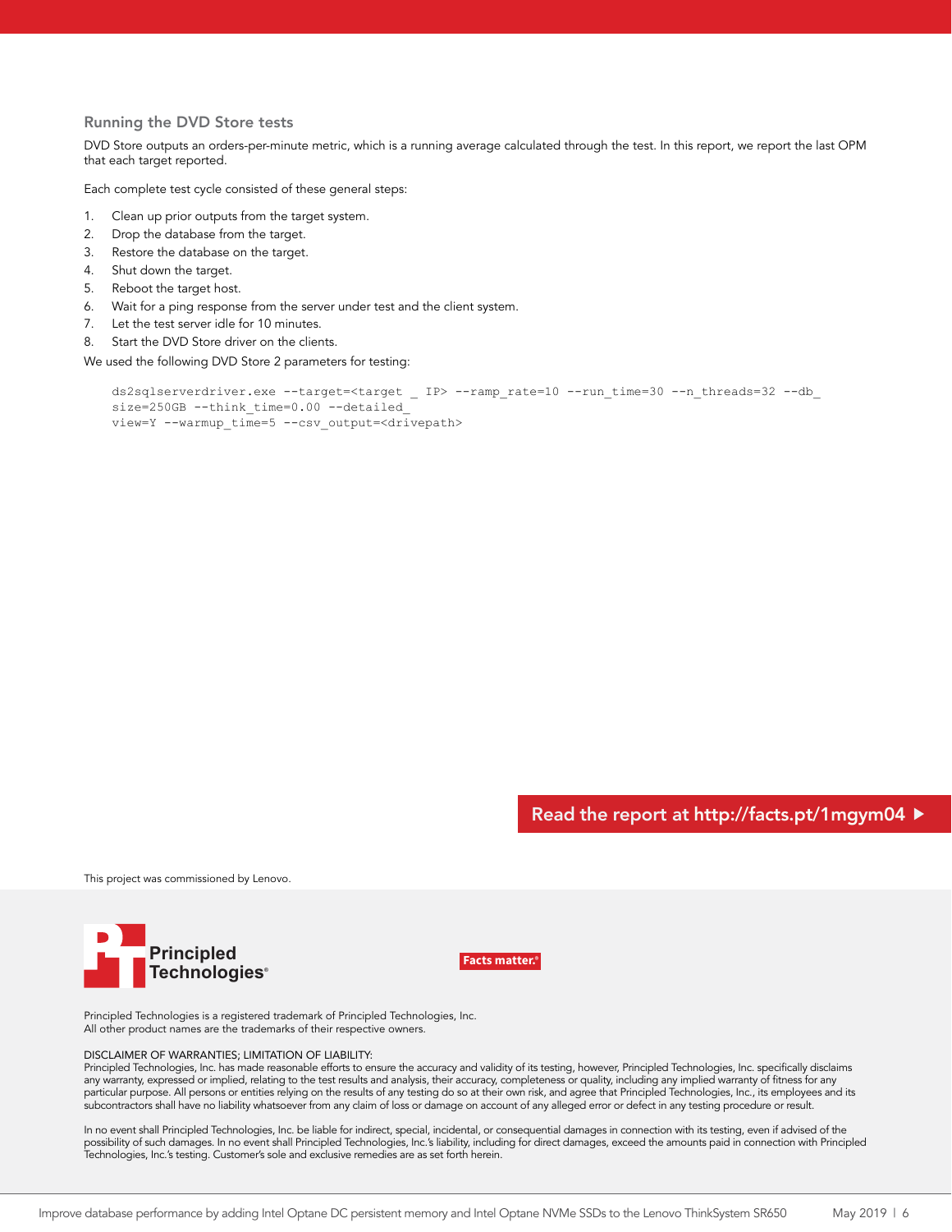### Running the DVD Store tests

DVD Store outputs an orders-per-minute metric, which is a running average calculated through the test. In this report, we report the last OPM that each target reported.

Each complete test cycle consisted of these general steps:

1. Clean up prior outputs from the target system.
2. Drop the database from the target.
3. Restore the database on the target.
4. Shut down the target.
5. Reboot the target host.
6. Wait for a ping response from the server under test and the client system.
7. Let the test server idle for 10 minutes.
8. Start the DVD Store driver on the clients.

We used the following DVD Store 2 parameters for testing:

```
ds2sqlserverdriver.exe --target=<target _ IP> --ramp_rate=10 --run_time=30 --n_threads=32 --db_
size=250GB --think_time=0.00 --detailed_
view=Y --warmup_time=5 --csv_output=<drivepath>
```

Read the report at http://facts.pt/1mgym04 ▶

This project was commissioned by Lenovo.

Principled Technologies®

Facts matter.®

Principled Technologies is a registered trademark of Principled Technologies, Inc.
All other product names are the trademarks of their respective owners.

DISCLAIMER OF WARRANTIES; LIMITATION OF LIABILITY:
Principled Technologies, Inc. has made reasonable efforts to ensure the accuracy and validity of its testing, however, Principled Technologies, Inc. specifically disclaims any warranty, expressed or implied, relating to the test results and analysis, their accuracy, completeness or quality, including any implied warranty of fitness for any particular purpose. All persons or entities relying on the results of any testing do so at their own risk, and agree that Principled Technologies, Inc., its employees and its subcontractors shall have no liability whatsoever from any claim of loss or damage on account of any alleged error or defect in any testing procedure or result.

In no event shall Principled Technologies, Inc. be liable for indirect, special, incidental, or consequential damages in connection with its testing, even if advised of the possibility of such damages. In no event shall Principled Technologies, Inc.'s liability, including for direct damages, exceed the amounts paid in connection with Principled Technologies, Inc.'s testing. Customer's sole and exclusive remedies are as set forth herein.